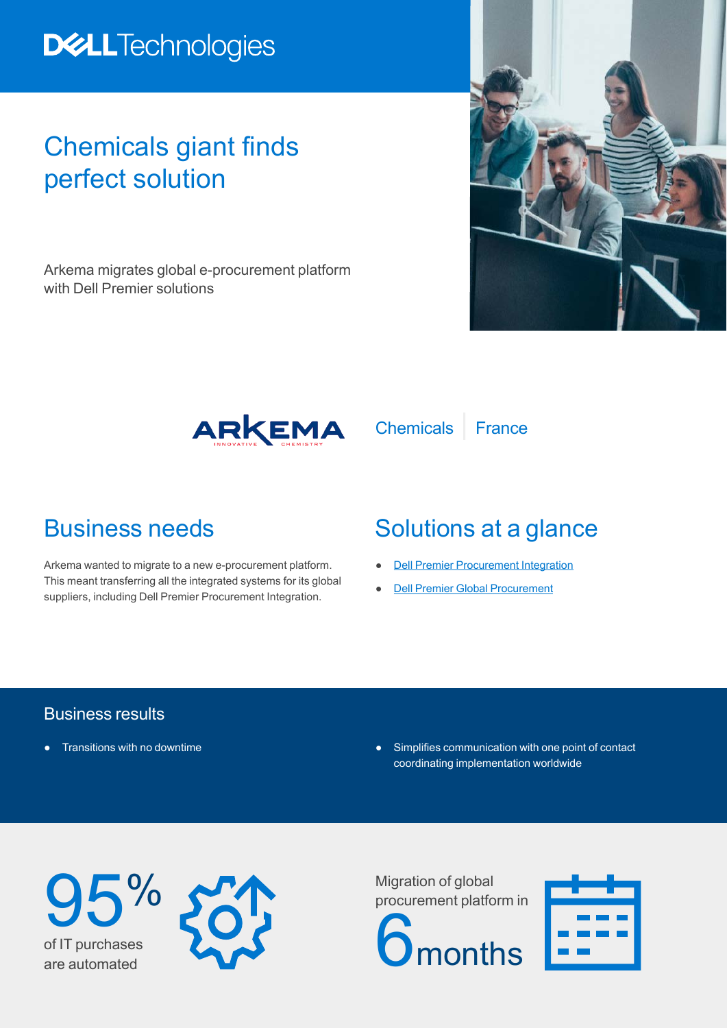# Chemicals giant finds perfect solution

Arkema migrates global e-procurement platform with Dell Premier solutions

Chemicals | France

## Business needs

Arkema wanted to migrate to a new e-procurement platform. This meant transferring all the integrated systems for its global suppliers, including Dell Premier Procurement Integration.

## Solutions at a glance

- Dell Premier Procurement Integration
- Dell Premier Global Procurement

## Business results

- Transitions with no downtime
- Simplifies communication with one point of contact coordinating implementation worldwide

**95%** of IT purchases are automated

Migration of global procurement platform in **6 months**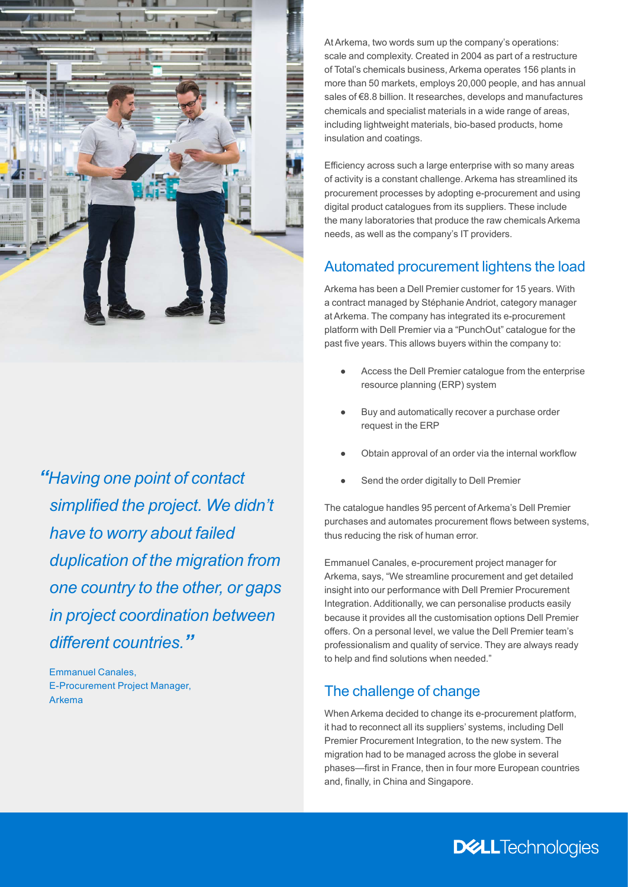> *"Having one point of contact simplified the project. We didn't have to worry about failed duplication of the migration from one country to the other, or gaps in project coordination between different countries."*
>
> Emmanuel Canales,
> E-Procurement Project Manager,
> Arkema

At Arkema, two words sum up the company's operations: scale and complexity. Created in 2004 as part of a restructure of Total's chemicals business, Arkema operates 156 plants in more than 50 markets, employs 20,000 people, and has annual sales of €8.8 billion. It researches, develops and manufactures chemicals and specialist materials in a wide range of areas, including lightweight materials, bio-based products, home insulation and coatings.

Efficiency across such a large enterprise with so many areas of activity is a constant challenge. Arkema has streamlined its procurement processes by adopting e-procurement and using digital product catalogues from its suppliers. These include the many laboratories that produce the raw chemicals Arkema needs, as well as the company's IT providers.

## Automated procurement lightens the load

Arkema has been a Dell Premier customer for 15 years. With a contract managed by Stéphanie Andriot, category manager at Arkema. The company has integrated its e-procurement platform with Dell Premier via a "PunchOut" catalogue for the past five years. This allows buyers within the company to:

- Access the Dell Premier catalogue from the enterprise resource planning (ERP) system
- Buy and automatically recover a purchase order request in the ERP
- Obtain approval of an order via the internal workflow
- Send the order digitally to Dell Premier

The catalogue handles 95 percent of Arkema's Dell Premier purchases and automates procurement flows between systems, thus reducing the risk of human error.

Emmanuel Canales, e-procurement project manager for Arkema, says, "We streamline procurement and get detailed insight into our performance with Dell Premier Procurement Integration. Additionally, we can personalise products easily because it provides all the customisation options Dell Premier offers. On a personal level, we value the Dell Premier team's professionalism and quality of service. They are always ready to help and find solutions when needed."

## The challenge of change

When Arkema decided to change its e-procurement platform, it had to reconnect all its suppliers' systems, including Dell Premier Procurement Integration, to the new system. The migration had to be managed across the globe in several phases—first in France, then in four more European countries and, finally, in China and Singapore.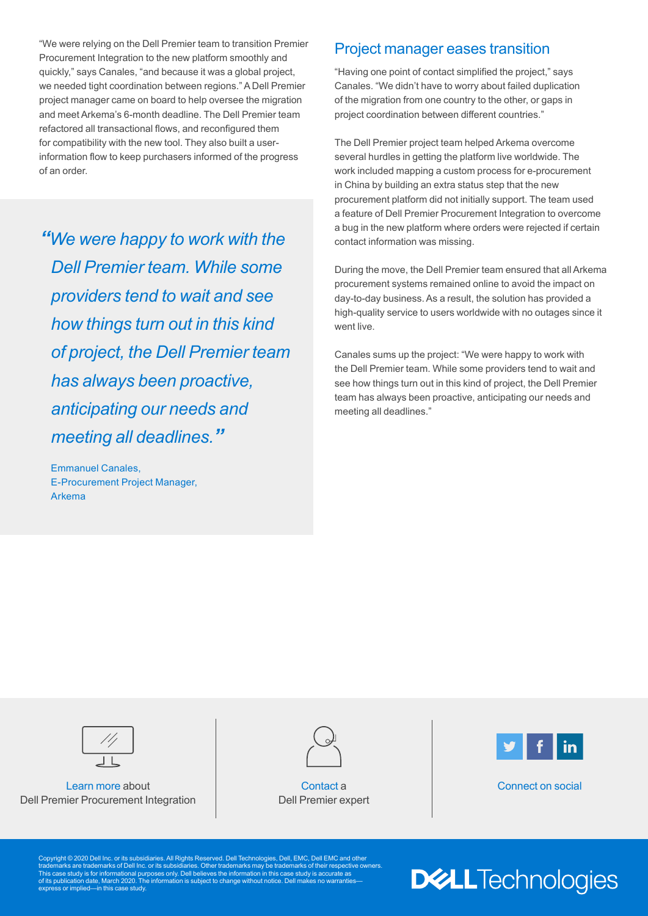"We were relying on the Dell Premier team to transition Premier Procurement Integration to the new platform smoothly and quickly," says Canales, "and because it was a global project, we needed tight coordination between regions." A Dell Premier project manager came on board to help oversee the migration and meet Arkema's 6-month deadline. The Dell Premier team refactored all transactional flows, and reconfigured them for compatibility with the new tool. They also built a user-information flow to keep purchasers informed of the progress of an order.

> *"We were happy to work with the Dell Premier team. While some providers tend to wait and see how things turn out in this kind of project, the Dell Premier team has always been proactive, anticipating our needs and meeting all deadlines."*
>
> Emmanuel Canales,
> E-Procurement Project Manager,
> Arkema

## Project manager eases transition

"Having one point of contact simplified the project," says Canales. "We didn't have to worry about failed duplication of the migration from one country to the other, or gaps in project coordination between different countries."

The Dell Premier project team helped Arkema overcome several hurdles in getting the platform live worldwide. The work included mapping a custom process for e-procurement in China by building an extra status step that the new procurement platform did not initially support. The team used a feature of Dell Premier Procurement Integration to overcome a bug in the new platform where orders were rejected if certain contact information was missing.

During the move, the Dell Premier team ensured that all Arkema procurement systems remained online to avoid the impact on day-to-day business. As a result, the solution has provided a high-quality service to users worldwide with no outages since it went live.

Canales sums up the project: "We were happy to work with the Dell Premier team. While some providers tend to wait and see how things turn out in this kind of project, the Dell Premier team has always been proactive, anticipating our needs and meeting all deadlines."

Learn more about Dell Premier Procurement Integration

Contact a Dell Premier expert

Connect on social

Copyright © 2020 Dell Inc. or its subsidiaries. All Rights Reserved. Dell Technologies, Dell, EMC, Dell EMC and other trademarks are trademarks of Dell Inc. or its subsidiaries. Other trademarks may be trademarks of their respective owners. This case study is for informational purposes only. Dell believes the information in this case study is accurate as of its publication date, March 2020. The information is subject to change without notice. Dell makes no warranties—express or implied—in this case study.